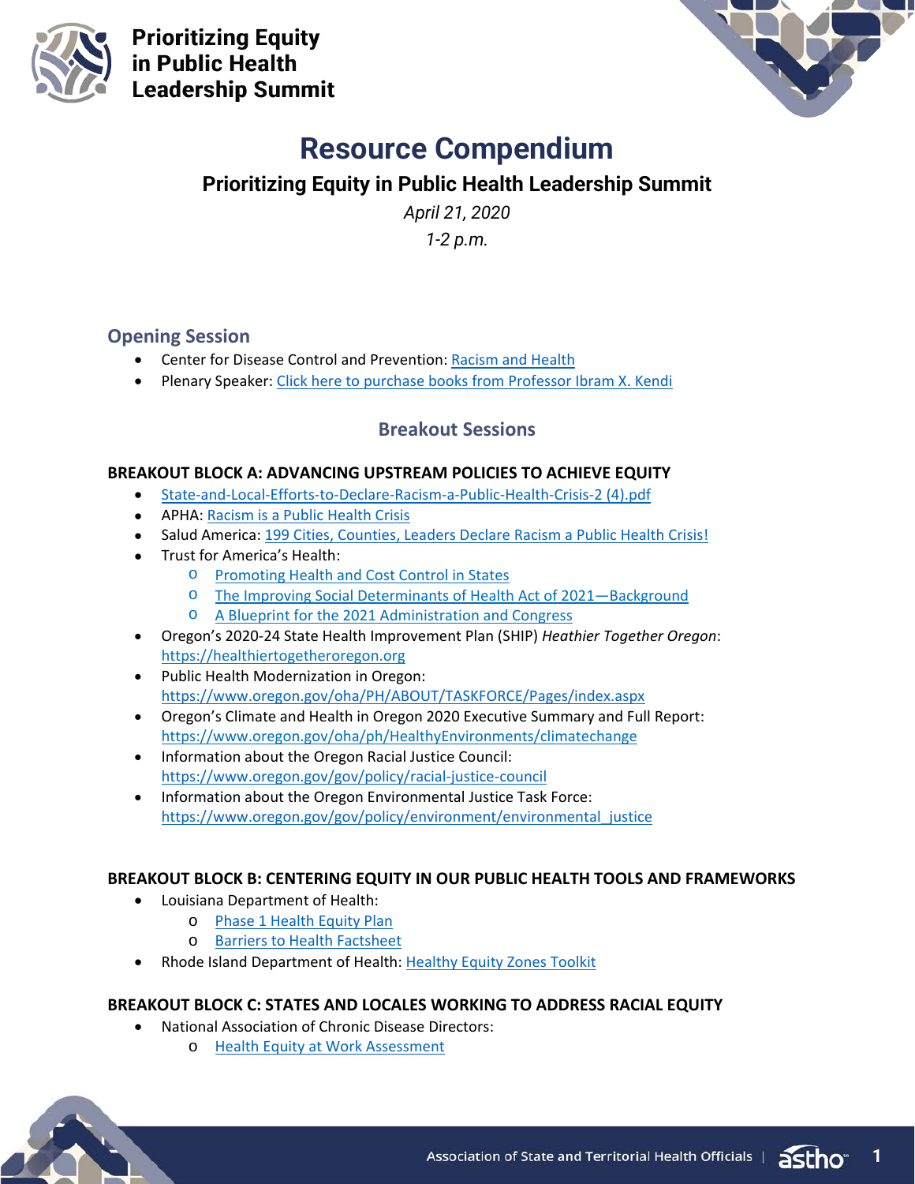# Prioritizing Equity in Public Health Leadership Summit

# Resource Compendium

## Prioritizing Equity in Public Health Leadership Summit

*April 21, 2020*

*1-2 p.m.*

### Opening Session

- Center for Disease Control and Prevention: Racism and Health
- Plenary Speaker: Click here to purchase books from Professor Ibram X. Kendi

### Breakout Sessions

**BREAKOUT BLOCK A: ADVANCING UPSTREAM POLICIES TO ACHIEVE EQUITY**

- State-and-Local-Efforts-to-Declare-Racism-a-Public-Health-Crisis-2 (4).pdf
- APHA: Racism is a Public Health Crisis
- Salud America: 199 Cities, Counties, Leaders Declare Racism a Public Health Crisis!
- Trust for America's Health:
  - Promoting Health and Cost Control in States
  - The Improving Social Determinants of Health Act of 2021—Background
  - A Blueprint for the 2021 Administration and Congress
- Oregon's 2020-24 State Health Improvement Plan (SHIP) *Heathier Together Oregon*: https://healthiertogetheroregon.org
- Public Health Modernization in Oregon: https://www.oregon.gov/oha/PH/ABOUT/TASKFORCE/Pages/index.aspx
- Oregon's Climate and Health in Oregon 2020 Executive Summary and Full Report: https://www.oregon.gov/oha/ph/HealthyEnvironments/climatechange
- Information about the Oregon Racial Justice Council: https://www.oregon.gov/gov/policy/racial-justice-council
- Information about the Oregon Environmental Justice Task Force: https://www.oregon.gov/gov/policy/environment/environmental_justice

**BREAKOUT BLOCK B: CENTERING EQUITY IN OUR PUBLIC HEALTH TOOLS AND FRAMEWORKS**

- Louisiana Department of Health:
  - Phase 1 Health Equity Plan
  - Barriers to Health Factsheet
- Rhode Island Department of Health: Healthy Equity Zones Toolkit

**BREAKOUT BLOCK C: STATES AND LOCALES WORKING TO ADDRESS RACIAL EQUITY**

- National Association of Chronic Disease Directors:
  - Health Equity at Work Assessment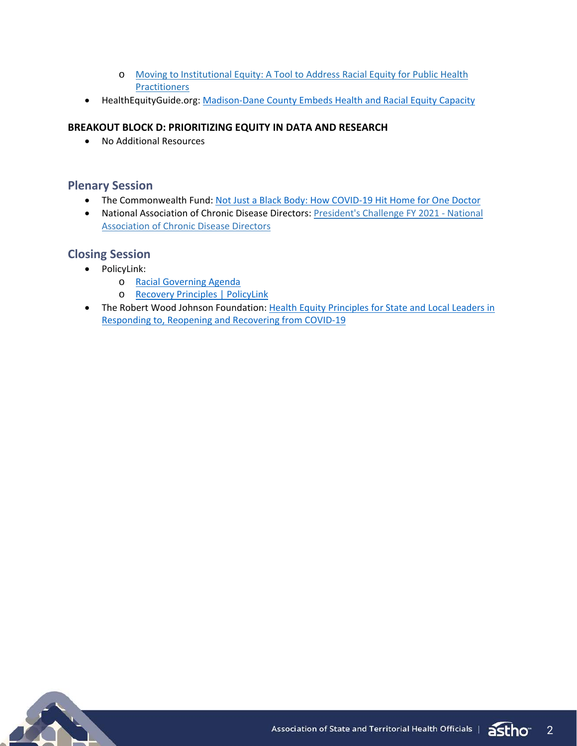- Moving to Institutional Equity: A Tool to Address Racial Equity for Public Health Practitioners
- HealthEquityGuide.org: Madison-Dane County Embeds Health and Racial Equity Capacity

**BREAKOUT BLOCK D: PRIORITIZING EQUITY IN DATA AND RESEARCH**

- No Additional Resources

## Plenary Session

- The Commonwealth Fund: Not Just a Black Body: How COVID-19 Hit Home for One Doctor
- National Association of Chronic Disease Directors: President's Challenge FY 2021 - National Association of Chronic Disease Directors

## Closing Session

- PolicyLink:
  - Racial Governing Agenda
  - Recovery Principles | PolicyLink
- The Robert Wood Johnson Foundation: Health Equity Principles for State and Local Leaders in Responding to, Reopening and Recovering from COVID-19